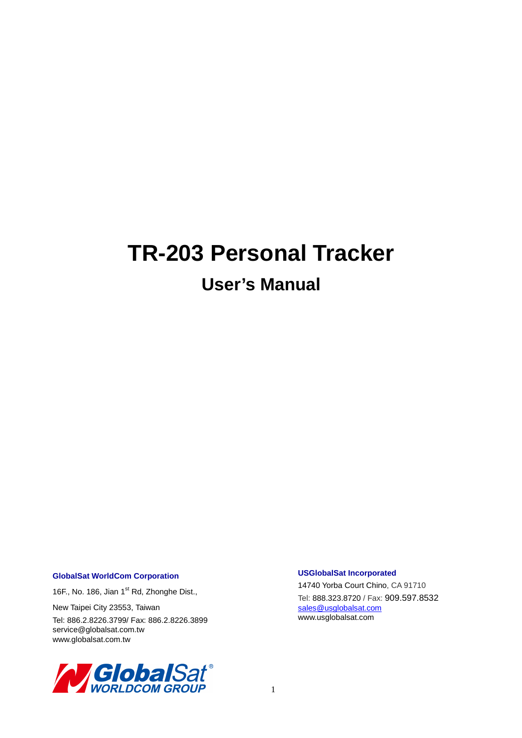# TR-203 Personal Tracker

## User's Manual

**GlobalSat WorldCom Corporation**

16F., No. 186, Jian 1st Rd, Zhonghe Dist.,

New Taipei City 23553, Taiwan

Tel: 886.2.8226.3799/ Fax: 886.2.8226.3899
service@globalsat.com.tw
www.globalsat.com.tw

**USGlobalSat Incorporated**

14740 Yorba Court Chino, CA 91710

Tel: 888.323.8720 / Fax: 909.597.8532
sales@usglobalsat.com
www.usglobalsat.com

GlobalSat® WORLDCOM GROUP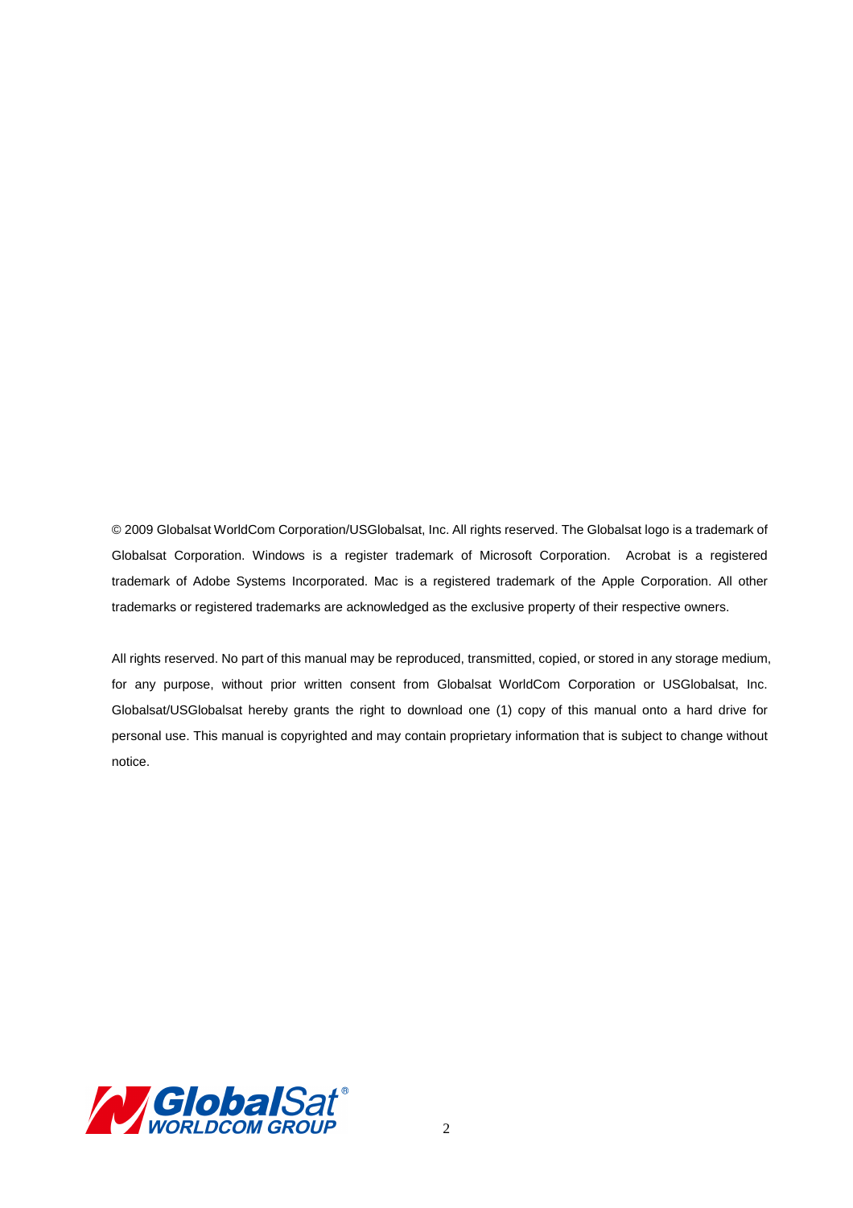© 2009 Globalsat WorldCom Corporation/USGlobalsat, Inc. All rights reserved. The Globalsat logo is a trademark of Globalsat Corporation. Windows is a register trademark of Microsoft Corporation. Acrobat is a registered trademark of Adobe Systems Incorporated. Mac is a registered trademark of the Apple Corporation. All other trademarks or registered trademarks are acknowledged as the exclusive property of their respective owners.

All rights reserved. No part of this manual may be reproduced, transmitted, copied, or stored in any storage medium, for any purpose, without prior written consent from Globalsat WorldCom Corporation or USGlobalsat, Inc. Globalsat/USGlobalsat hereby grants the right to download one (1) copy of this manual onto a hard drive for personal use. This manual is copyrighted and may contain proprietary information that is subject to change without notice.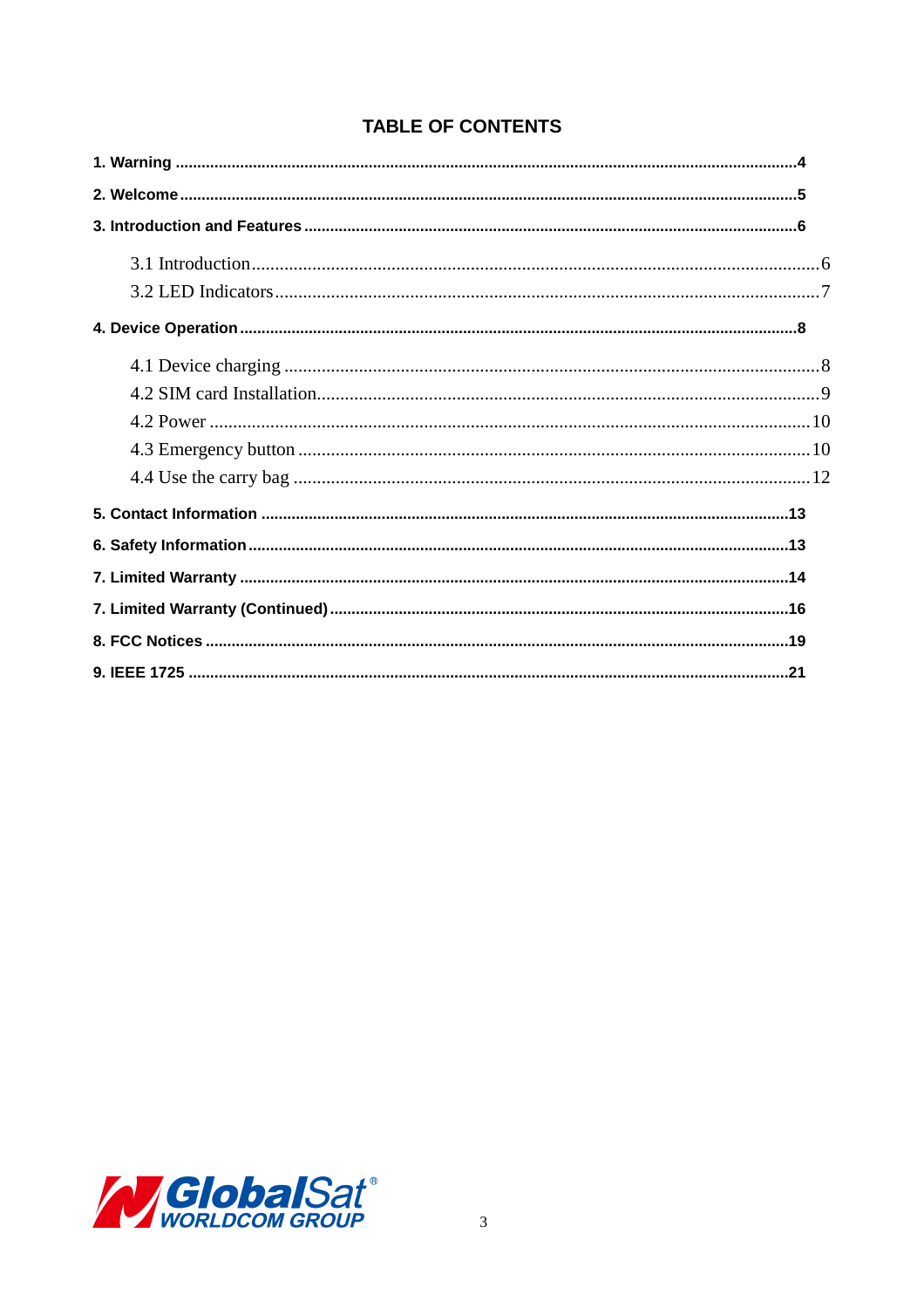# TABLE OF CONTENTS

**1. Warning** ....................................................................................................................................4

**2. Welcome**......................................................................................................................................5

**3. Introduction and Features** .............................................................................................................6

- 3.1 Introduction............................................................................................................................6
- 3.2 LED Indicators........................................................................................................................7

**4. Device Operation**..............................................................................................................................8

- 4.1 Device charging .....................................................................................................................8
- 4.2 SIM card Installation...............................................................................................................9
- 4.2 Power ...................................................................................................................................10
- 4.3 Emergency button ................................................................................................................10
- 4.4 Use the carry bag .................................................................................................................12

**5. Contact Information** .......................................................................................................................13

**6. Safety Information**...........................................................................................................................13

**7. Limited Warranty** ............................................................................................................................14

**7. Limited Warranty (Continued)**...........................................................................................................16

**8. FCC Notices** ......................................................................................................................................19

**9. IEEE 1725** ........................................................................................................................................21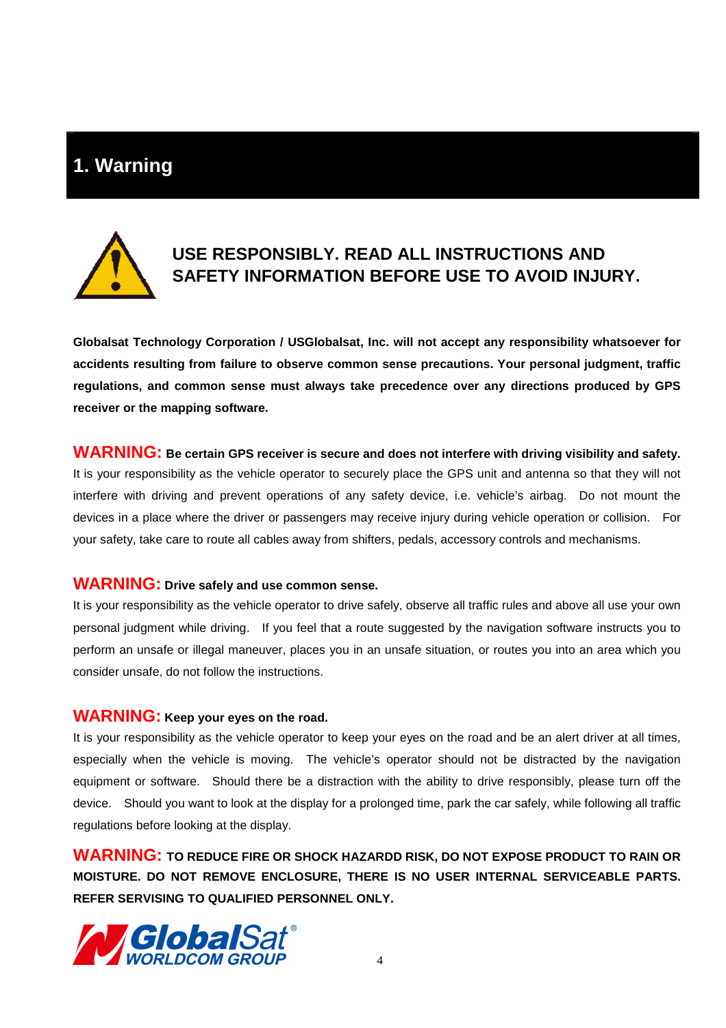# 1. Warning

**USE RESPONSIBLY. READ ALL INSTRUCTIONS AND SAFETY INFORMATION BEFORE USE TO AVOID INJURY.**

**Globalsat Technology Corporation / USGlobalsat, Inc. will not accept any responsibility whatsoever for accidents resulting from failure to observe common sense precautions. Your personal judgment, traffic regulations, and common sense must always take precedence over any directions produced by GPS receiver or the mapping software.**

**WARNING: Be certain GPS receiver is secure and does not interfere with driving visibility and safety.**
It is your responsibility as the vehicle operator to securely place the GPS unit and antenna so that they will not interfere with driving and prevent operations of any safety device, i.e. vehicle's airbag. Do not mount the devices in a place where the driver or passengers may receive injury during vehicle operation or collision. For your safety, take care to route all cables away from shifters, pedals, accessory controls and mechanisms.

**WARNING: Drive safely and use common sense.**
It is your responsibility as the vehicle operator to drive safely, observe all traffic rules and above all use your own personal judgment while driving. If you feel that a route suggested by the navigation software instructs you to perform an unsafe or illegal maneuver, places you in an unsafe situation, or routes you into an area which you consider unsafe, do not follow the instructions.

**WARNING: Keep your eyes on the road.**
It is your responsibility as the vehicle operator to keep your eyes on the road and be an alert driver at all times, especially when the vehicle is moving. The vehicle's operator should not be distracted by the navigation equipment or software. Should there be a distraction with the ability to drive responsibly, please turn off the device. Should you want to look at the display for a prolonged time, park the car safely, while following all traffic regulations before looking at the display.

**WARNING: TO REDUCE FIRE OR SHOCK HAZARDD RISK, DO NOT EXPOSE PRODUCT TO RAIN OR MOISTURE. DO NOT REMOVE ENCLOSURE, THERE IS NO USER INTERNAL SERVICEABLE PARTS. REFER SERVISING TO QUALIFIED PERSONNEL ONLY.**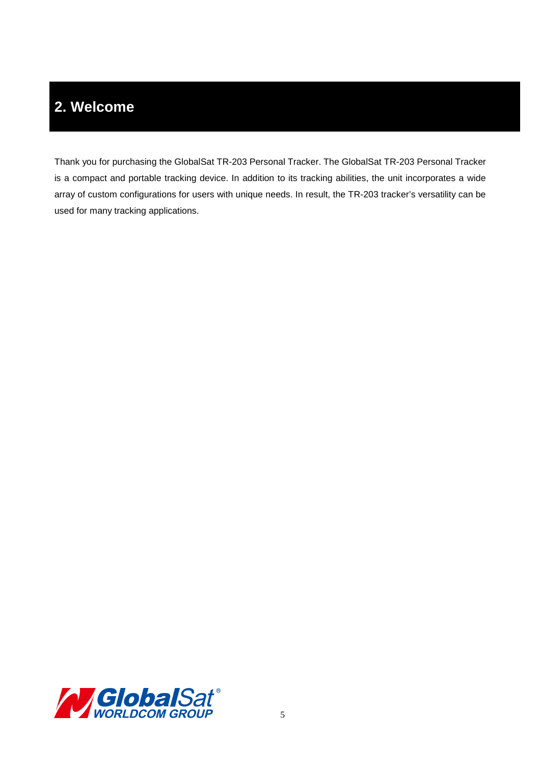# 2. Welcome

Thank you for purchasing the GlobalSat TR-203 Personal Tracker. The GlobalSat TR-203 Personal Tracker is a compact and portable tracking device. In addition to its tracking abilities, the unit incorporates a wide array of custom configurations for users with unique needs. In result, the TR-203 tracker's versatility can be used for many tracking applications.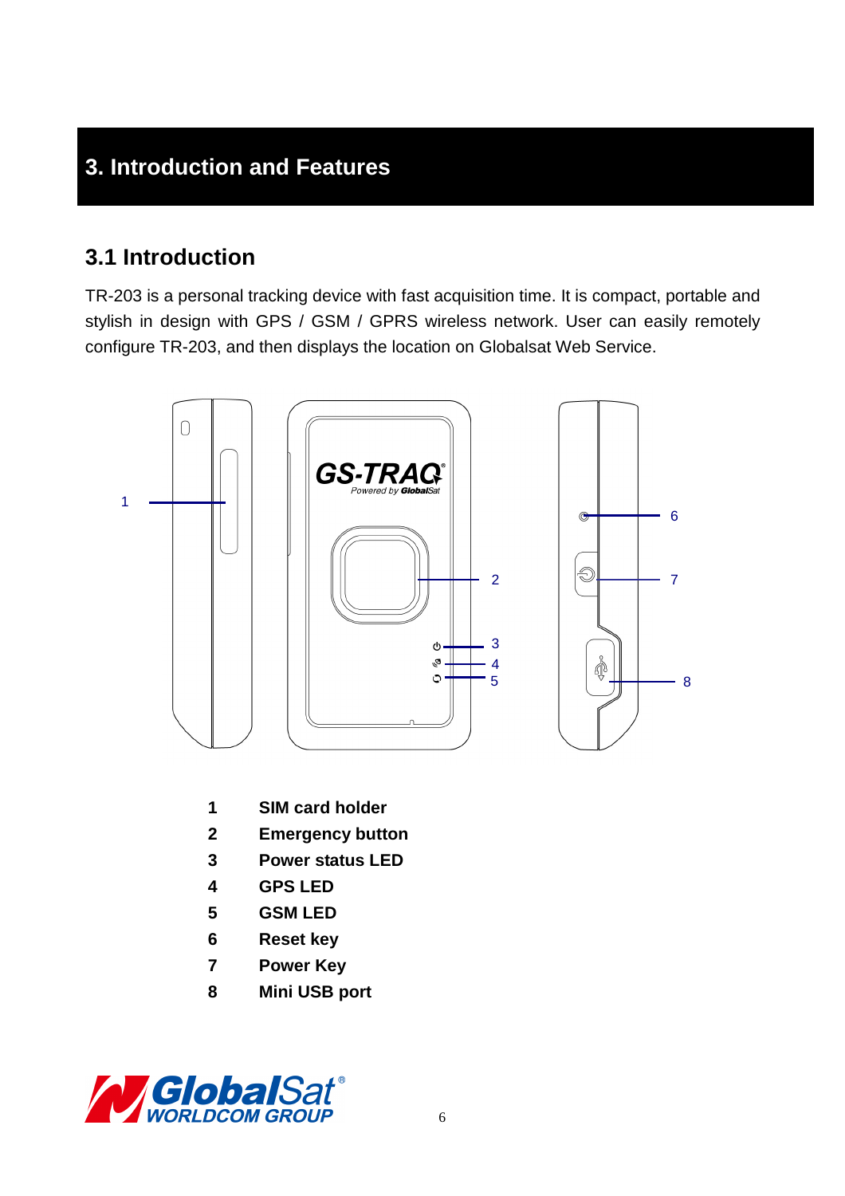# 3. Introduction and Features

## 3.1 Introduction

TR-203 is a personal tracking device with fast acquisition time. It is compact, portable and stylish in design with GPS / GSM / GPRS wireless network. User can easily remotely configure TR-203, and then displays the location on Globalsat Web Service.

| | |
|---|---|
| **1** | **SIM card holder** |
| **2** | **Emergency button** |
| **3** | **Power status LED** |
| **4** | **GPS LED** |
| **5** | **GSM LED** |
| **6** | **Reset key** |
| **7** | **Power Key** |
| **8** | **Mini USB port** |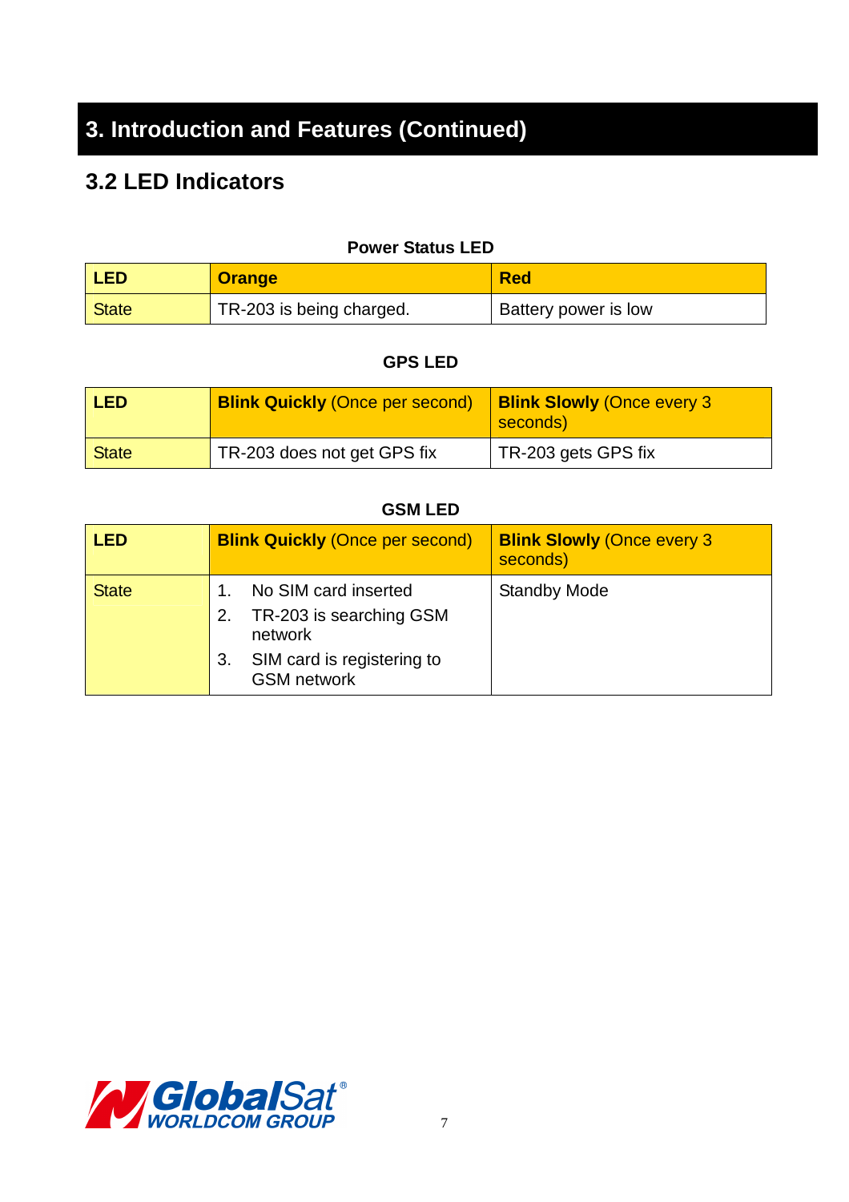# 3. Introduction and Features (Continued)

## 3.2 LED Indicators

**Power Status LED**

| **LED** | **Orange** | **Red** |
|---|---|---|
| State | TR-203 is being charged. | Battery power is low |

**GPS LED**

| **LED** | **Blink Quickly** (Once per second) | **Blink Slowly** (Once every 3 seconds) |
|---|---|---|
| State | TR-203 does not get GPS fix | TR-203 gets GPS fix |

**GSM LED**

| **LED** | **Blink Quickly** (Once per second) | **Blink Slowly** (Once every 3 seconds) |
|---|---|---|
| State | 1. No SIM card inserted<br>2. TR-203 is searching GSM network<br>3. SIM card is registering to GSM network | Standby Mode |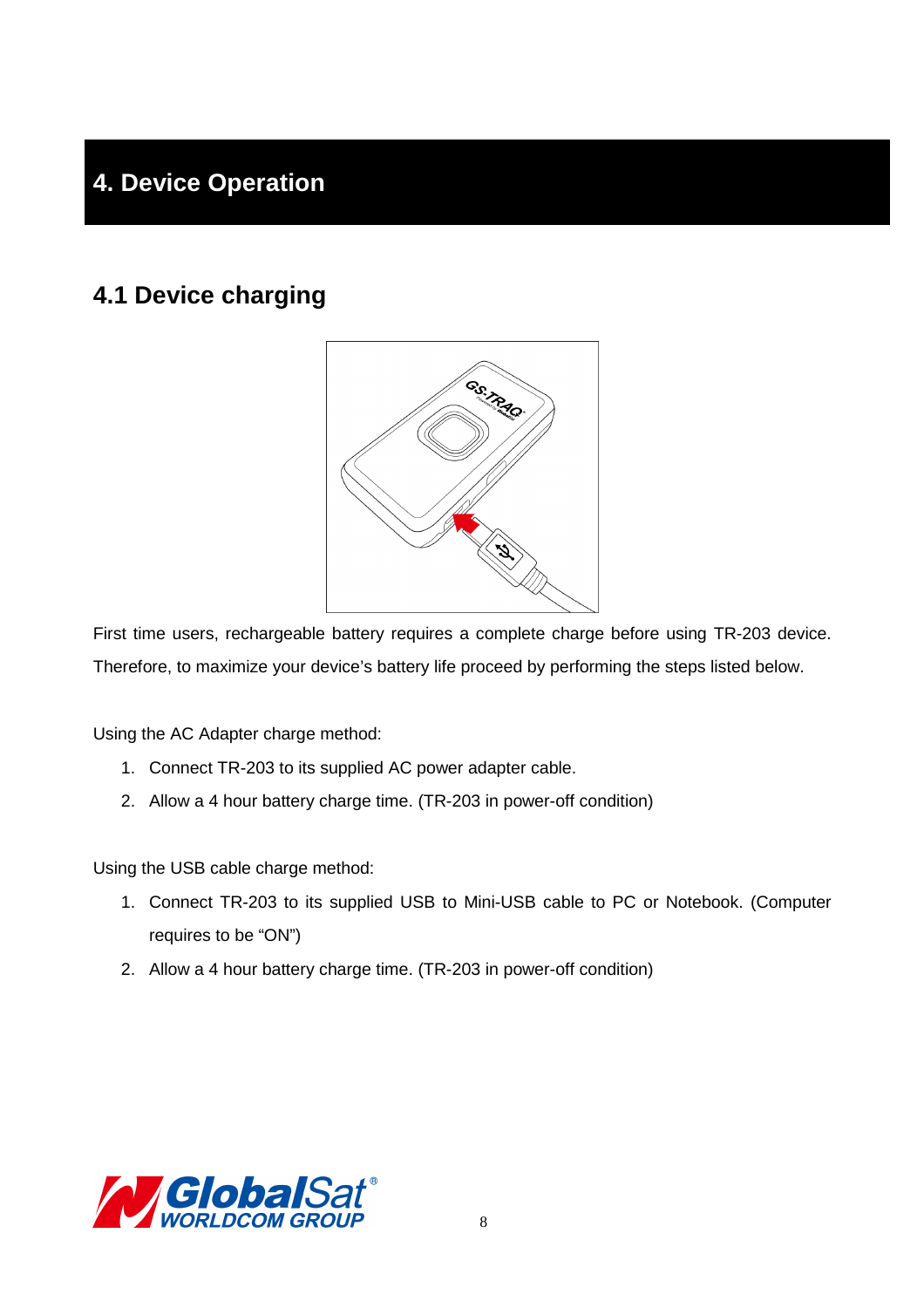# 4. Device Operation

## 4.1 Device charging

First time users, rechargeable battery requires a complete charge before using TR-203 device. Therefore, to maximize your device's battery life proceed by performing the steps listed below.

Using the AC Adapter charge method:

1. Connect TR-203 to its supplied AC power adapter cable.
2. Allow a 4 hour battery charge time. (TR-203 in power-off condition)

Using the USB cable charge method:

1. Connect TR-203 to its supplied USB to Mini-USB cable to PC or Notebook. (Computer requires to be "ON")
2. Allow a 4 hour battery charge time. (TR-203 in power-off condition)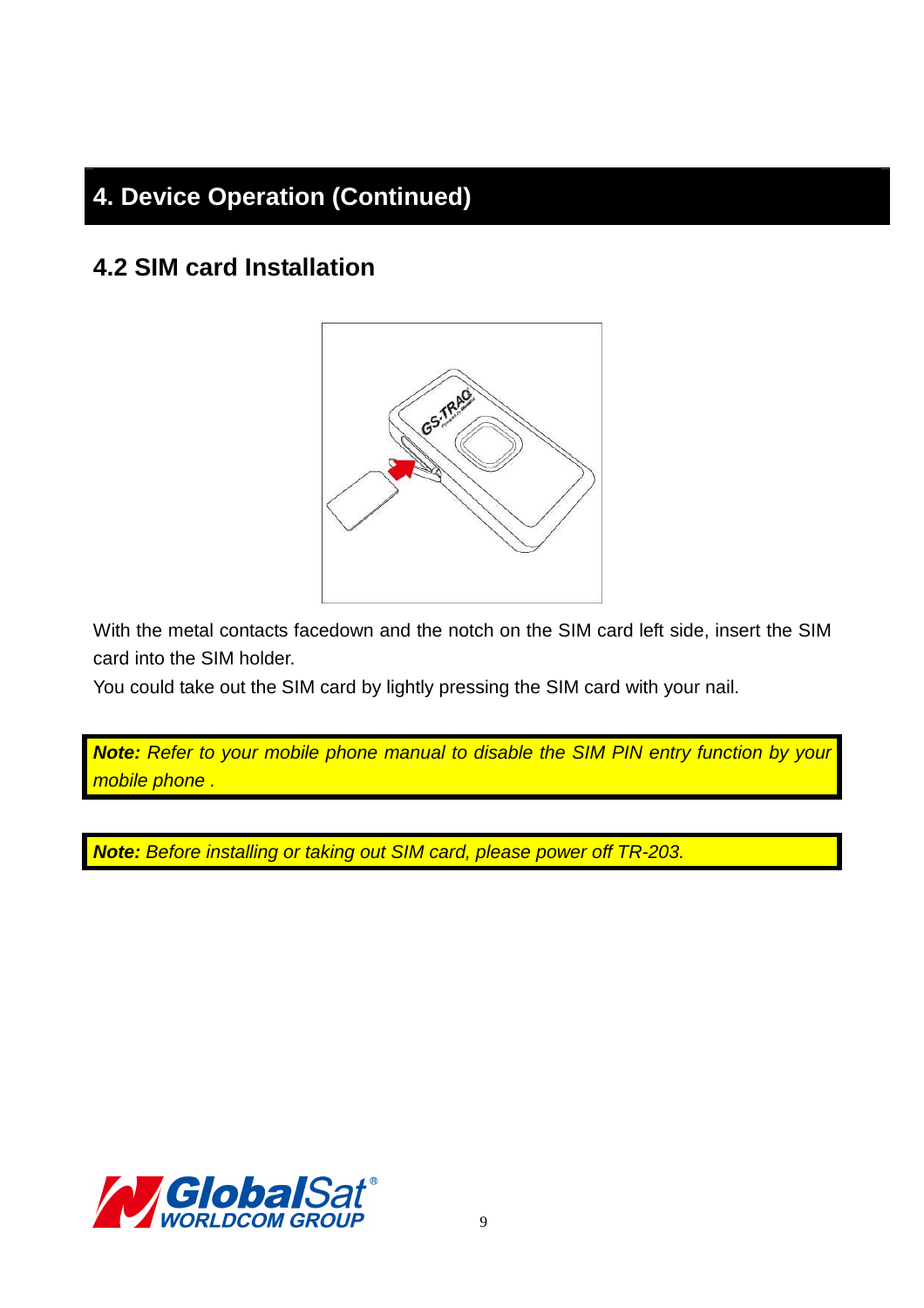# 4. Device Operation (Continued)

## 4.2 SIM card Installation

With the metal contacts facedown and the notch on the SIM card left side, insert the SIM card into the SIM holder.

You could take out the SIM card by lightly pressing the SIM card with your nail.

***Note:*** *Refer to your mobile phone manual to disable the SIM PIN entry function by your mobile phone .*

***Note:*** *Before installing or taking out SIM card, please power off TR-203.*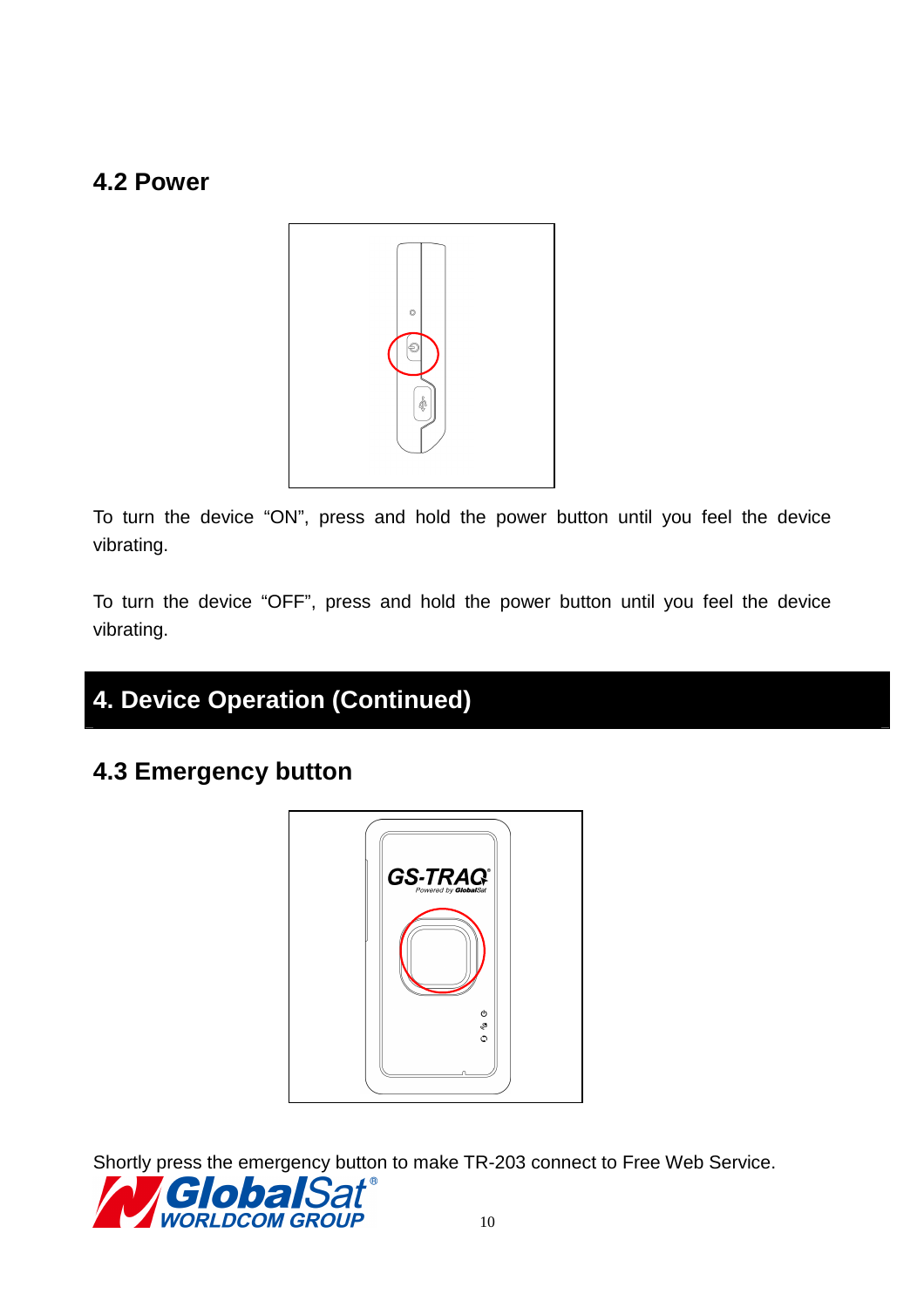### 4.2 Power

To turn the device "ON", press and hold the power button until you feel the device vibrating.

To turn the device "OFF", press and hold the power button until you feel the device vibrating.

## 4. Device Operation (Continued)

### 4.3 Emergency button

Shortly press the emergency button to make TR-203 connect to Free Web Service.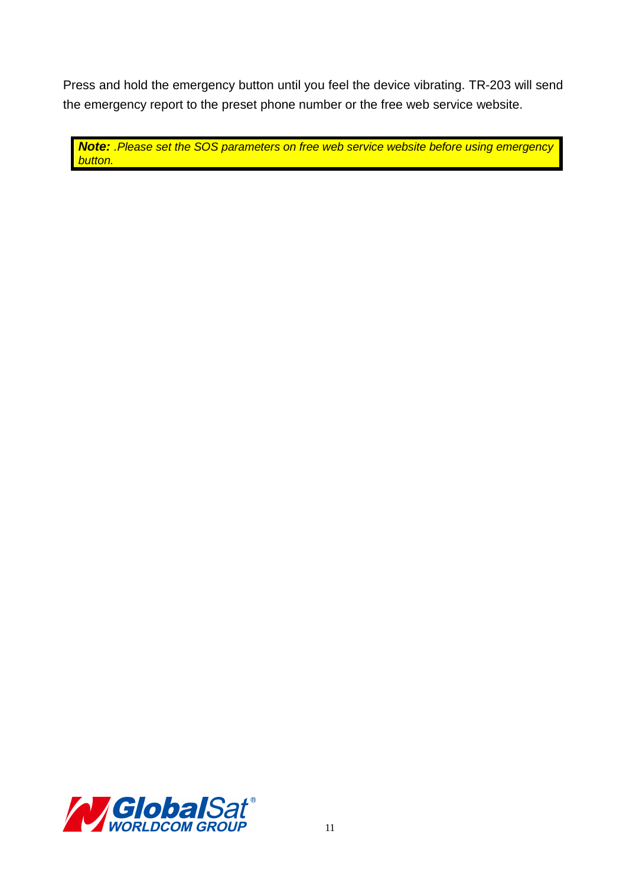Press and hold the emergency button until you feel the device vibrating. TR-203 will send the emergency report to the preset phone number or the free web service website.

> ***Note:*** *.Please set the SOS parameters on free web service website before using emergency button.*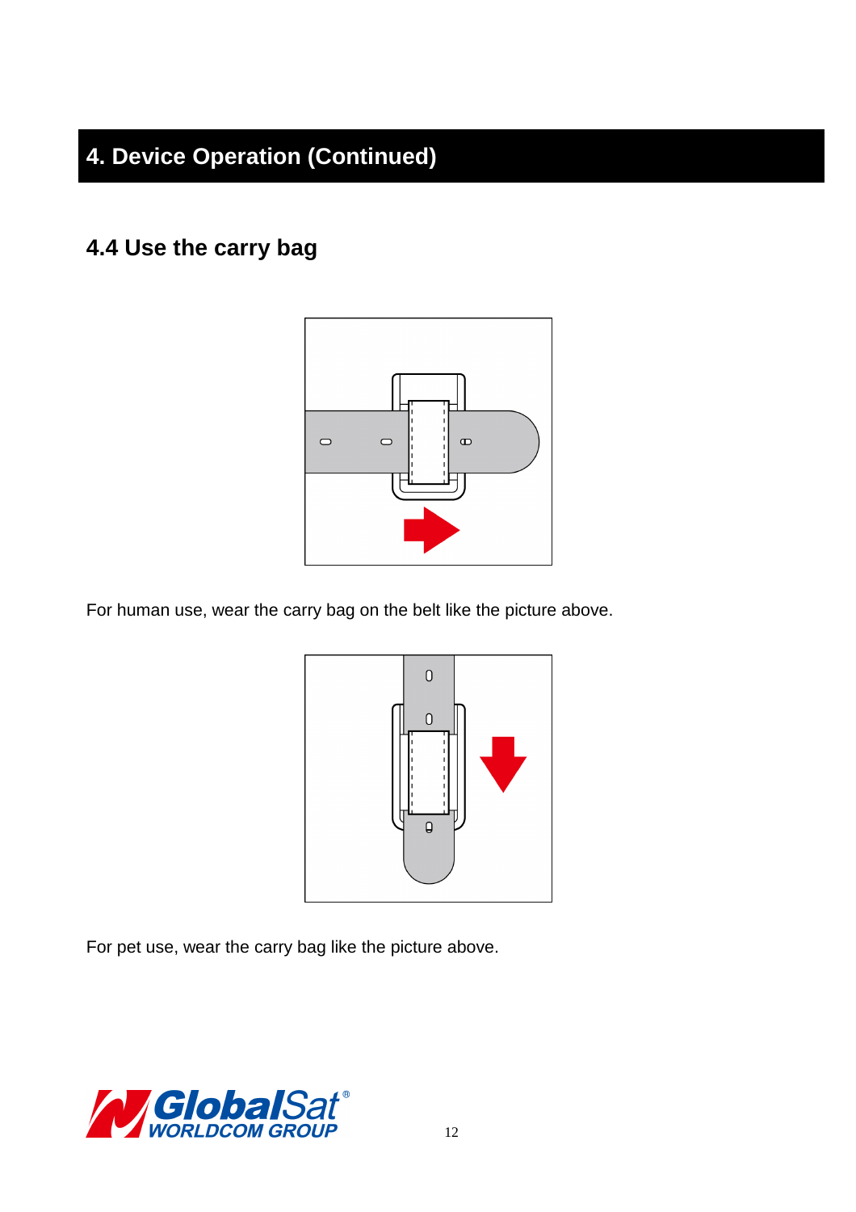# 4. Device Operation (Continued)

## 4.4 Use the carry bag

For human use, wear the carry bag on the belt like the picture above.

For pet use, wear the carry bag like the picture above.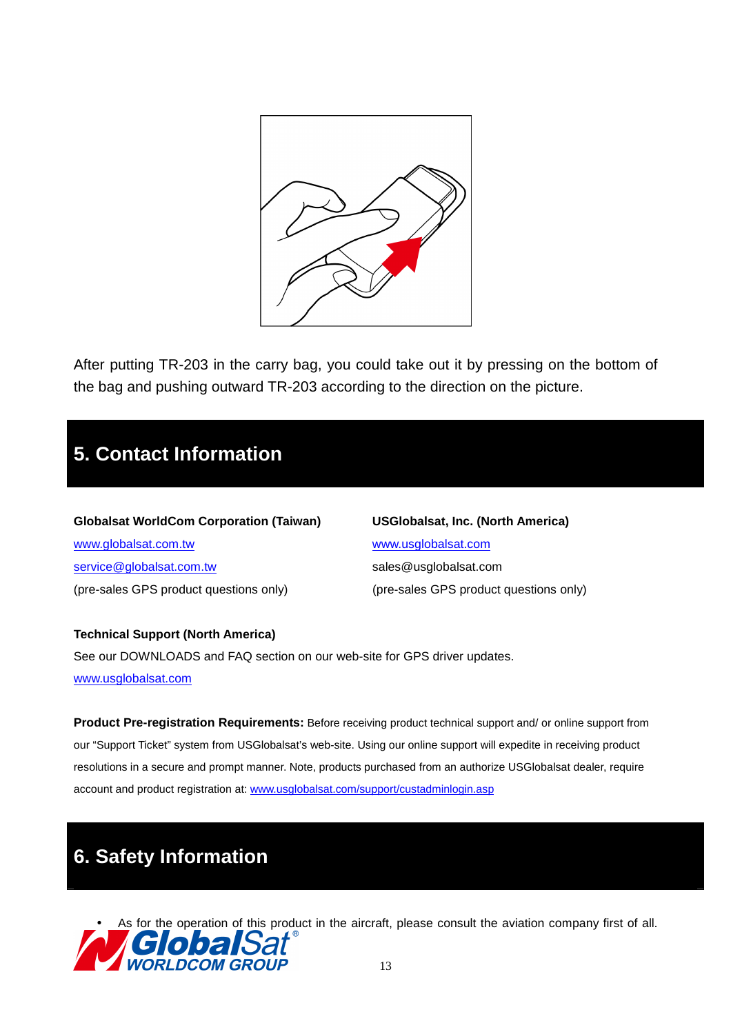After putting TR-203 in the carry bag, you could take out it by pressing on the bottom of the bag and pushing outward TR-203 according to the direction on the picture.

## 5. Contact Information

**Globalsat WorldCom Corporation (Taiwan)**
www.globalsat.com.tw
service@globalsat.com.tw
(pre-sales GPS product questions only)

**USGlobalsat, Inc. (North America)**
www.usglobalsat.com
sales@usglobalsat.com
(pre-sales GPS product questions only)

**Technical Support (North America)**
See our DOWNLOADS and FAQ section on our web-site for GPS driver updates.
www.usglobalsat.com

**Product Pre-registration Requirements:** Before receiving product technical support and/ or online support from our "Support Ticket" system from USGlobalsat's web-site. Using our online support will expedite in receiving product resolutions in a secure and prompt manner. Note, products purchased from an authorize USGlobalsat dealer, require account and product registration at: www.usglobalsat.com/support/custadminlogin.asp

## 6. Safety Information

- As for the operation of this product in the aircraft, please consult the aviation company first of all.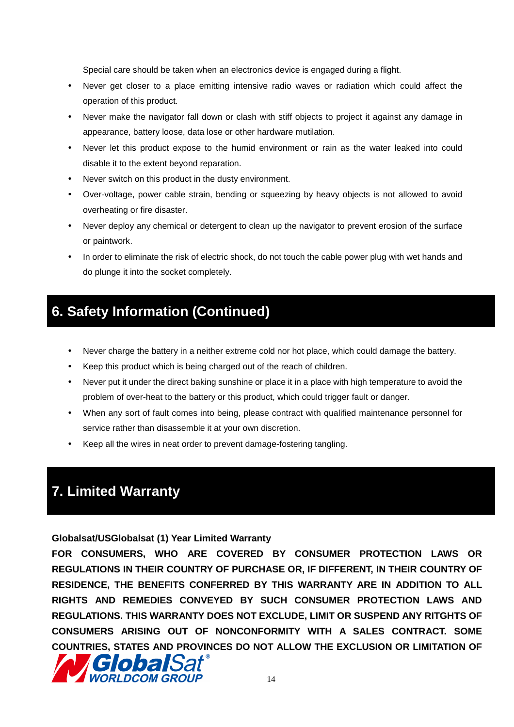Special care should be taken when an electronics device is engaged during a flight.

- Never get closer to a place emitting intensive radio waves or radiation which could affect the operation of this product.
- Never make the navigator fall down or clash with stiff objects to project it against any damage in appearance, battery loose, data lose or other hardware mutilation.
- Never let this product expose to the humid environment or rain as the water leaked into could disable it to the extent beyond reparation.
- Never switch on this product in the dusty environment.
- Over-voltage, power cable strain, bending or squeezing by heavy objects is not allowed to avoid overheating or fire disaster.
- Never deploy any chemical or detergent to clean up the navigator to prevent erosion of the surface or paintwork.
- In order to eliminate the risk of electric shock, do not touch the cable power plug with wet hands and do plunge it into the socket completely.

# 6. Safety Information (Continued)

- Never charge the battery in a neither extreme cold nor hot place, which could damage the battery.
- Keep this product which is being charged out of the reach of children.
- Never put it under the direct baking sunshine or place it in a place with high temperature to avoid the problem of over-heat to the battery or this product, which could trigger fault or danger.
- When any sort of fault comes into being, please contract with qualified maintenance personnel for service rather than disassemble it at your own discretion.
- Keep all the wires in neat order to prevent damage-fostering tangling.

# 7. Limited Warranty

**Globalsat/USGlobalsat (1) Year Limited Warranty**

**FOR CONSUMERS, WHO ARE COVERED BY CONSUMER PROTECTION LAWS OR REGULATIONS IN THEIR COUNTRY OF PURCHASE OR, IF DIFFERENT, IN THEIR COUNTRY OF RESIDENCE, THE BENEFITS CONFERRED BY THIS WARRANTY ARE IN ADDITION TO ALL RIGHTS AND REMEDIES CONVEYED BY SUCH CONSUMER PROTECTION LAWS AND REGULATIONS. THIS WARRANTY DOES NOT EXCLUDE, LIMIT OR SUSPEND ANY RITGHTS OF CONSUMERS ARISING OUT OF NONCONFORMITY WITH A SALES CONTRACT. SOME COUNTRIES, STATES AND PROVINCES DO NOT ALLOW THE EXCLUSION OR LIMITATION OF**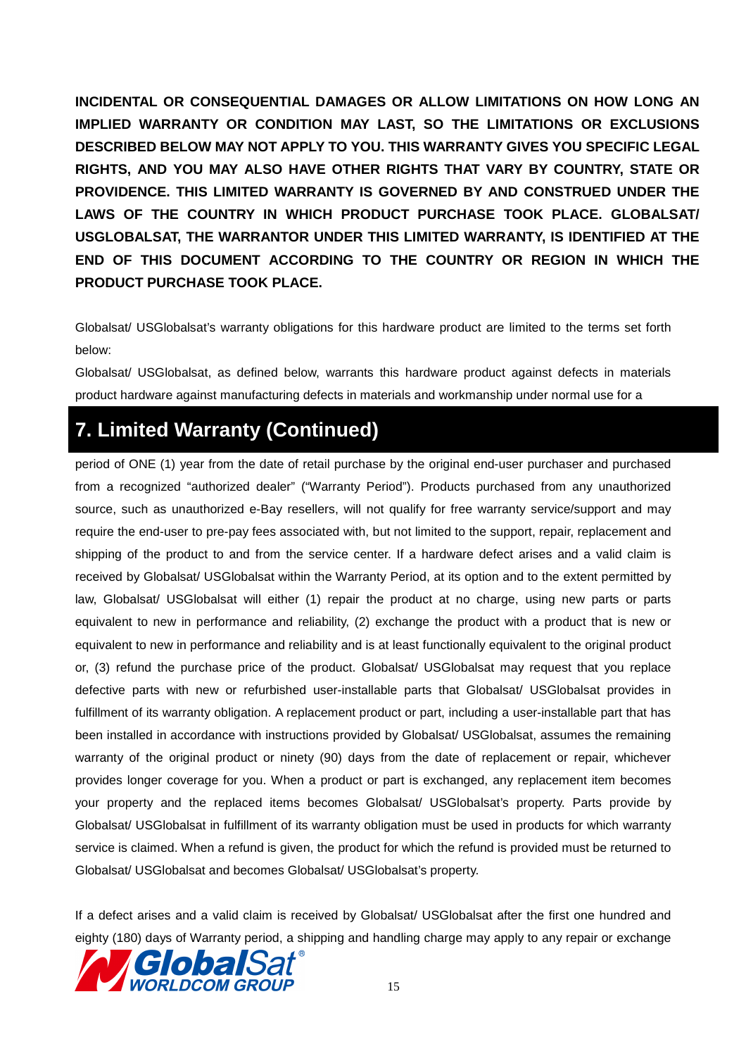**INCIDENTAL OR CONSEQUENTIAL DAMAGES OR ALLOW LIMITATIONS ON HOW LONG AN IMPLIED WARRANTY OR CONDITION MAY LAST, SO THE LIMITATIONS OR EXCLUSIONS DESCRIBED BELOW MAY NOT APPLY TO YOU. THIS WARRANTY GIVES YOU SPECIFIC LEGAL RIGHTS, AND YOU MAY ALSO HAVE OTHER RIGHTS THAT VARY BY COUNTRY, STATE OR PROVIDENCE. THIS LIMITED WARRANTY IS GOVERNED BY AND CONSTRUED UNDER THE LAWS OF THE COUNTRY IN WHICH PRODUCT PURCHASE TOOK PLACE. GLOBALSAT/ USGLOBALSAT, THE WARRANTOR UNDER THIS LIMITED WARRANTY, IS IDENTIFIED AT THE END OF THIS DOCUMENT ACCORDING TO THE COUNTRY OR REGION IN WHICH THE PRODUCT PURCHASE TOOK PLACE.**

Globalsat/ USGlobalsat's warranty obligations for this hardware product are limited to the terms set forth below:

Globalsat/ USGlobalsat, as defined below, warrants this hardware product against defects in materials product hardware against manufacturing defects in materials and workmanship under normal use for a

## 7. Limited Warranty (Continued)

period of ONE (1) year from the date of retail purchase by the original end-user purchaser and purchased from a recognized "authorized dealer" ("Warranty Period"). Products purchased from any unauthorized source, such as unauthorized e-Bay resellers, will not qualify for free warranty service/support and may require the end-user to pre-pay fees associated with, but not limited to the support, repair, replacement and shipping of the product to and from the service center. If a hardware defect arises and a valid claim is received by Globalsat/ USGlobalsat within the Warranty Period, at its option and to the extent permitted by law, Globalsat/ USGlobalsat will either (1) repair the product at no charge, using new parts or parts equivalent to new in performance and reliability, (2) exchange the product with a product that is new or equivalent to new in performance and reliability and is at least functionally equivalent to the original product or, (3) refund the purchase price of the product. Globalsat/ USGlobalsat may request that you replace defective parts with new or refurbished user-installable parts that Globalsat/ USGlobalsat provides in fulfillment of its warranty obligation. A replacement product or part, including a user-installable part that has been installed in accordance with instructions provided by Globalsat/ USGlobalsat, assumes the remaining warranty of the original product or ninety (90) days from the date of replacement or repair, whichever provides longer coverage for you. When a product or part is exchanged, any replacement item becomes your property and the replaced items becomes Globalsat/ USGlobalsat's property. Parts provide by Globalsat/ USGlobalsat in fulfillment of its warranty obligation must be used in products for which warranty service is claimed. When a refund is given, the product for which the refund is provided must be returned to Globalsat/ USGlobalsat and becomes Globalsat/ USGlobalsat's property.

If a defect arises and a valid claim is received by Globalsat/ USGlobalsat after the first one hundred and eighty (180) days of Warranty period, a shipping and handling charge may apply to any repair or exchange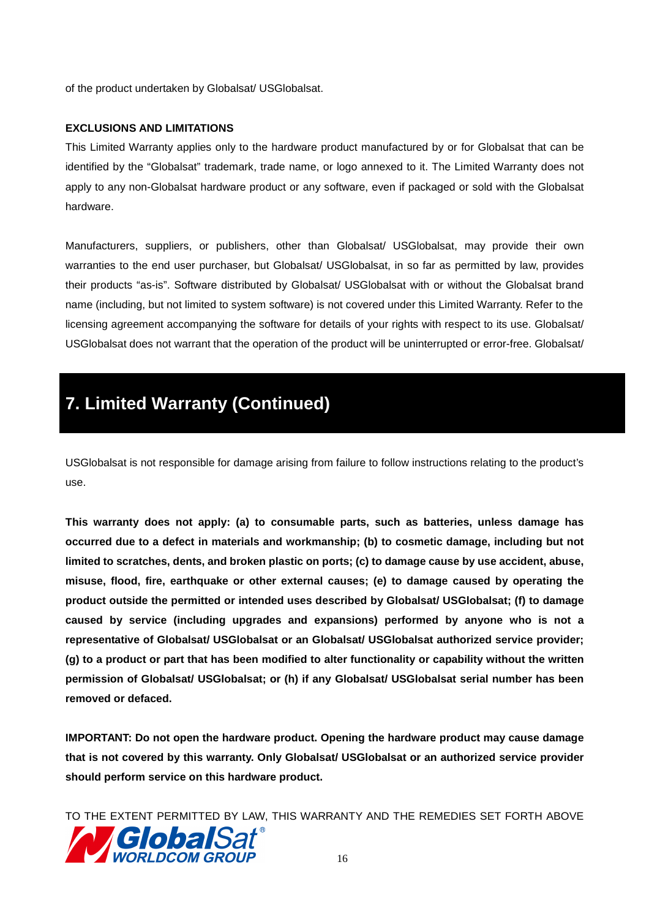of the product undertaken by Globalsat/ USGlobalsat.

**EXCLUSIONS AND LIMITATIONS**

This Limited Warranty applies only to the hardware product manufactured by or for Globalsat that can be identified by the "Globalsat" trademark, trade name, or logo annexed to it. The Limited Warranty does not apply to any non-Globalsat hardware product or any software, even if packaged or sold with the Globalsat hardware.

Manufacturers, suppliers, or publishers, other than Globalsat/ USGlobalsat, may provide their own warranties to the end user purchaser, but Globalsat/ USGlobalsat, in so far as permitted by law, provides their products "as-is". Software distributed by Globalsat/ USGlobalsat with or without the Globalsat brand name (including, but not limited to system software) is not covered under this Limited Warranty. Refer to the licensing agreement accompanying the software for details of your rights with respect to its use. Globalsat/ USGlobalsat does not warrant that the operation of the product will be uninterrupted or error-free. Globalsat/

# 7. Limited Warranty (Continued)

USGlobalsat is not responsible for damage arising from failure to follow instructions relating to the product's use.

**This warranty does not apply: (a) to consumable parts, such as batteries, unless damage has occurred due to a defect in materials and workmanship; (b) to cosmetic damage, including but not limited to scratches, dents, and broken plastic on ports; (c) to damage cause by use accident, abuse, misuse, flood, fire, earthquake or other external causes; (e) to damage caused by operating the product outside the permitted or intended uses described by Globalsat/ USGlobalsat; (f) to damage caused by service (including upgrades and expansions) performed by anyone who is not a representative of Globalsat/ USGlobalsat or an Globalsat/ USGlobalsat authorized service provider; (g) to a product or part that has been modified to alter functionality or capability without the written permission of Globalsat/ USGlobalsat; or (h) if any Globalsat/ USGlobalsat serial number has been removed or defaced.**

**IMPORTANT: Do not open the hardware product. Opening the hardware product may cause damage that is not covered by this warranty. Only Globalsat/ USGlobalsat or an authorized service provider should perform service on this hardware product.**

TO THE EXTENT PERMITTED BY LAW, THIS WARRANTY AND THE REMEDIES SET FORTH ABOVE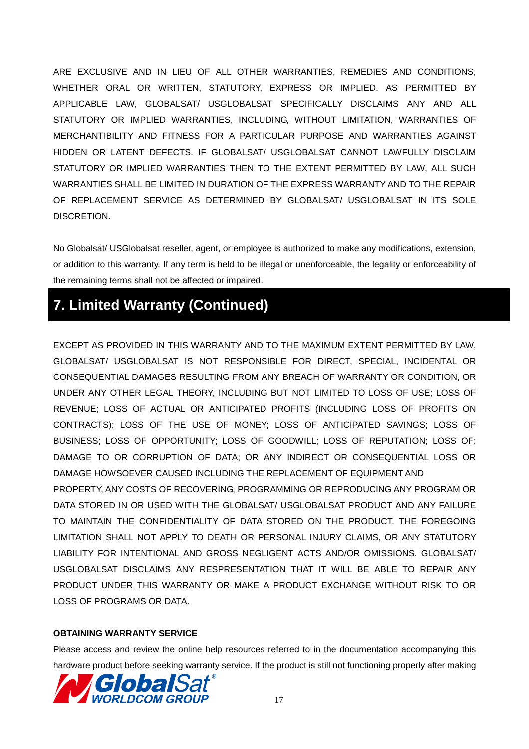ARE EXCLUSIVE AND IN LIEU OF ALL OTHER WARRANTIES, REMEDIES AND CONDITIONS, WHETHER ORAL OR WRITTEN, STATUTORY, EXPRESS OR IMPLIED. AS PERMITTED BY APPLICABLE LAW, GLOBALSAT/ USGLOBALSAT SPECIFICALLY DISCLAIMS ANY AND ALL STATUTORY OR IMPLIED WARRANTIES, INCLUDING, WITHOUT LIMITATION, WARRANTIES OF MERCHANTIBILITY AND FITNESS FOR A PARTICULAR PURPOSE AND WARRANTIES AGAINST HIDDEN OR LATENT DEFECTS. IF GLOBALSAT/ USGLOBALSAT CANNOT LAWFULLY DISCLAIM STATUTORY OR IMPLIED WARRANTIES THEN TO THE EXTENT PERMITTED BY LAW, ALL SUCH WARRANTIES SHALL BE LIMITED IN DURATION OF THE EXPRESS WARRANTY AND TO THE REPAIR OF REPLACEMENT SERVICE AS DETERMINED BY GLOBALSAT/ USGLOBALSAT IN ITS SOLE DISCRETION.

No Globalsat/ USGlobalsat reseller, agent, or employee is authorized to make any modifications, extension, or addition to this warranty. If any term is held to be illegal or unenforceable, the legality or enforceability of the remaining terms shall not be affected or impaired.

# 7. Limited Warranty (Continued)

EXCEPT AS PROVIDED IN THIS WARRANTY AND TO THE MAXIMUM EXTENT PERMITTED BY LAW, GLOBALSAT/ USGLOBALSAT IS NOT RESPONSIBLE FOR DIRECT, SPECIAL, INCIDENTAL OR CONSEQUENTIAL DAMAGES RESULTING FROM ANY BREACH OF WARRANTY OR CONDITION, OR UNDER ANY OTHER LEGAL THEORY, INCLUDING BUT NOT LIMITED TO LOSS OF USE; LOSS OF REVENUE; LOSS OF ACTUAL OR ANTICIPATED PROFITS (INCLUDING LOSS OF PROFITS ON CONTRACTS); LOSS OF THE USE OF MONEY; LOSS OF ANTICIPATED SAVINGS; LOSS OF BUSINESS; LOSS OF OPPORTUNITY; LOSS OF GOODWILL; LOSS OF REPUTATION; LOSS OF; DAMAGE TO OR CORRUPTION OF DATA; OR ANY INDIRECT OR CONSEQUENTIAL LOSS OR DAMAGE HOWSOEVER CAUSED INCLUDING THE REPLACEMENT OF EQUIPMENT AND PROPERTY, ANY COSTS OF RECOVERING, PROGRAMMING OR REPRODUCING ANY PROGRAM OR DATA STORED IN OR USED WITH THE GLOBALSAT/ USGLOBALSAT PRODUCT AND ANY FAILURE TO MAINTAIN THE CONFIDENTIALITY OF DATA STORED ON THE PRODUCT. THE FOREGOING LIMITATION SHALL NOT APPLY TO DEATH OR PERSONAL INJURY CLAIMS, OR ANY STATUTORY LIABILITY FOR INTENTIONAL AND GROSS NEGLIGENT ACTS AND/OR OMISSIONS. GLOBALSAT/ USGLOBALSAT DISCLAIMS ANY RESPRESENTATION THAT IT WILL BE ABLE TO REPAIR ANY PRODUCT UNDER THIS WARRANTY OR MAKE A PRODUCT EXCHANGE WITHOUT RISK TO OR LOSS OF PROGRAMS OR DATA.

**OBTAINING WARRANTY SERVICE**

Please access and review the online help resources referred to in the documentation accompanying this hardware product before seeking warranty service. If the product is still not functioning properly after making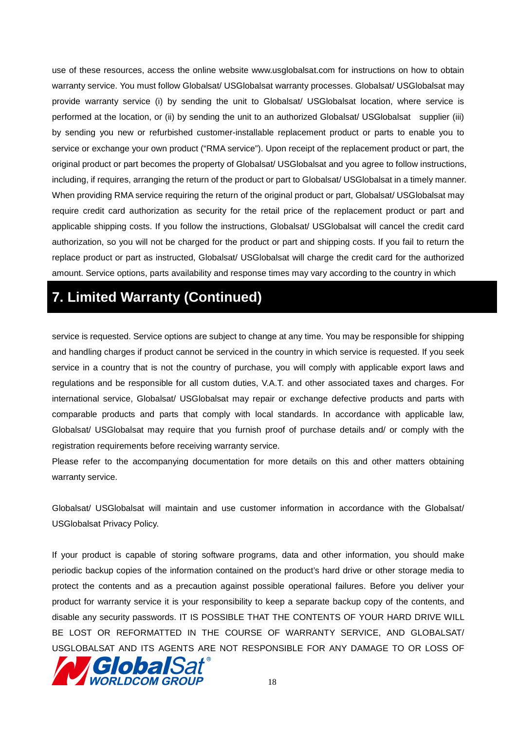use of these resources, access the online website www.usglobalsat.com for instructions on how to obtain warranty service. You must follow Globalsat/ USGlobalsat warranty processes. Globalsat/ USGlobalsat may provide warranty service (i) by sending the unit to Globalsat/ USGlobalsat location, where service is performed at the location, or (ii) by sending the unit to an authorized Globalsat/ USGlobalsat supplier (iii) by sending you new or refurbished customer-installable replacement product or parts to enable you to service or exchange your own product ("RMA service"). Upon receipt of the replacement product or part, the original product or part becomes the property of Globalsat/ USGlobalsat and you agree to follow instructions, including, if requires, arranging the return of the product or part to Globalsat/ USGlobalsat in a timely manner. When providing RMA service requiring the return of the original product or part, Globalsat/ USGlobalsat may require credit card authorization as security for the retail price of the replacement product or part and applicable shipping costs. If you follow the instructions, Globalsat/ USGlobalsat will cancel the credit card authorization, so you will not be charged for the product or part and shipping costs. If you fail to return the replace product or part as instructed, Globalsat/ USGlobalsat will charge the credit card for the authorized amount. Service options, parts availability and response times may vary according to the country in which

## 7. Limited Warranty (Continued)

service is requested. Service options are subject to change at any time. You may be responsible for shipping and handling charges if product cannot be serviced in the country in which service is requested. If you seek service in a country that is not the country of purchase, you will comply with applicable export laws and regulations and be responsible for all custom duties, V.A.T. and other associated taxes and charges. For international service, Globalsat/ USGlobalsat may repair or exchange defective products and parts with comparable products and parts that comply with local standards. In accordance with applicable law, Globalsat/ USGlobalsat may require that you furnish proof of purchase details and/ or comply with the registration requirements before receiving warranty service.

Please refer to the accompanying documentation for more details on this and other matters obtaining warranty service.

Globalsat/ USGlobalsat will maintain and use customer information in accordance with the Globalsat/ USGlobalsat Privacy Policy.

If your product is capable of storing software programs, data and other information, you should make periodic backup copies of the information contained on the product's hard drive or other storage media to protect the contents and as a precaution against possible operational failures. Before you deliver your product for warranty service it is your responsibility to keep a separate backup copy of the contents, and disable any security passwords. IT IS POSSIBLE THAT THE CONTENTS OF YOUR HARD DRIVE WILL BE LOST OR REFORMATTED IN THE COURSE OF WARRANTY SERVICE, AND GLOBALSAT/ USGLOBALSAT AND ITS AGENTS ARE NOT RESPONSIBLE FOR ANY DAMAGE TO OR LOSS OF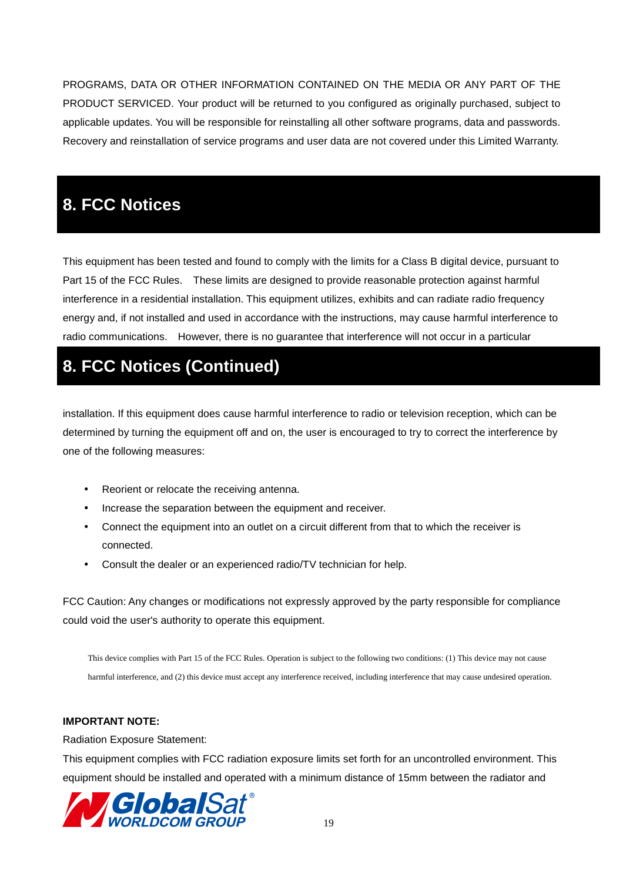PROGRAMS, DATA OR OTHER INFORMATION CONTAINED ON THE MEDIA OR ANY PART OF THE PRODUCT SERVICED. Your product will be returned to you configured as originally purchased, subject to applicable updates. You will be responsible for reinstalling all other software programs, data and passwords. Recovery and reinstallation of service programs and user data are not covered under this Limited Warranty.

# 8. FCC Notices

This equipment has been tested and found to comply with the limits for a Class B digital device, pursuant to Part 15 of the FCC Rules. These limits are designed to provide reasonable protection against harmful interference in a residential installation. This equipment utilizes, exhibits and can radiate radio frequency energy and, if not installed and used in accordance with the instructions, may cause harmful interference to radio communications. However, there is no guarantee that interference will not occur in a particular

# 8. FCC Notices (Continued)

installation. If this equipment does cause harmful interference to radio or television reception, which can be determined by turning the equipment off and on, the user is encouraged to try to correct the interference by one of the following measures:

- Reorient or relocate the receiving antenna.
- Increase the separation between the equipment and receiver.
- Connect the equipment into an outlet on a circuit different from that to which the receiver is connected.
- Consult the dealer or an experienced radio/TV technician for help.

FCC Caution: Any changes or modifications not expressly approved by the party responsible for compliance could void the user's authority to operate this equipment.

This device complies with Part 15 of the FCC Rules. Operation is subject to the following two conditions: (1) This device may not cause harmful interference, and (2) this device must accept any interference received, including interference that may cause undesired operation.

**IMPORTANT NOTE:**

Radiation Exposure Statement:

This equipment complies with FCC radiation exposure limits set forth for an uncontrolled environment. This equipment should be installed and operated with a minimum distance of 15mm between the radiator and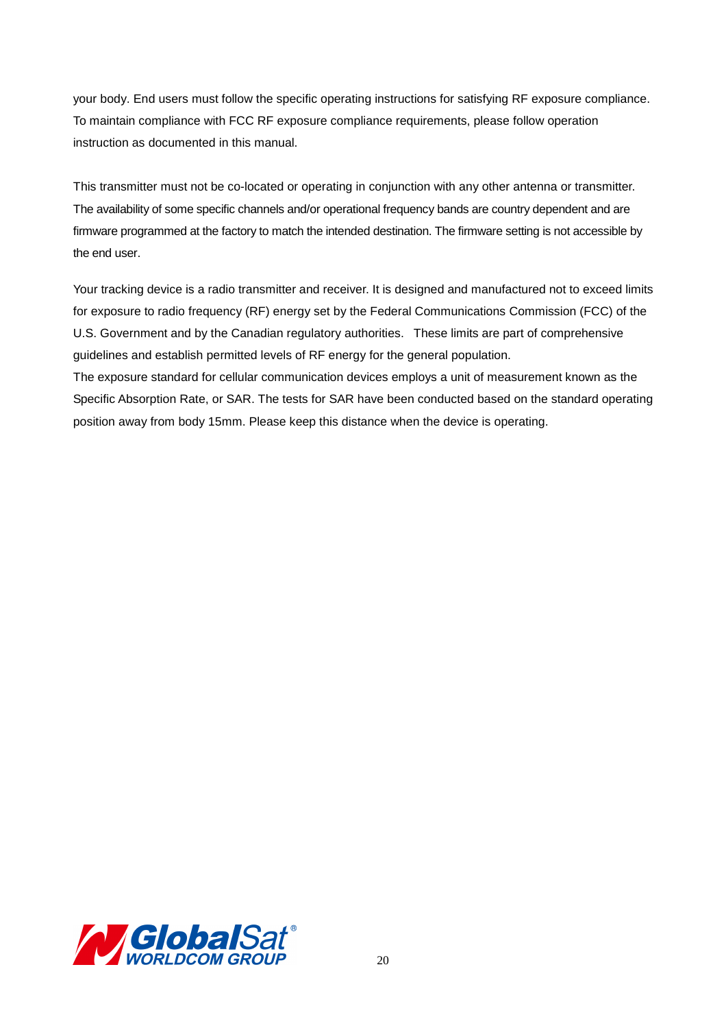your body. End users must follow the specific operating instructions for satisfying RF exposure compliance. To maintain compliance with FCC RF exposure compliance requirements, please follow operation instruction as documented in this manual.

This transmitter must not be co-located or operating in conjunction with any other antenna or transmitter. The availability of some specific channels and/or operational frequency bands are country dependent and are firmware programmed at the factory to match the intended destination. The firmware setting is not accessible by the end user.

Your tracking device is a radio transmitter and receiver. It is designed and manufactured not to exceed limits for exposure to radio frequency (RF) energy set by the Federal Communications Commission (FCC) of the U.S. Government and by the Canadian regulatory authorities. These limits are part of comprehensive guidelines and establish permitted levels of RF energy for the general population.
The exposure standard for cellular communication devices employs a unit of measurement known as the Specific Absorption Rate, or SAR. The tests for SAR have been conducted based on the standard operating position away from body 15mm. Please keep this distance when the device is operating.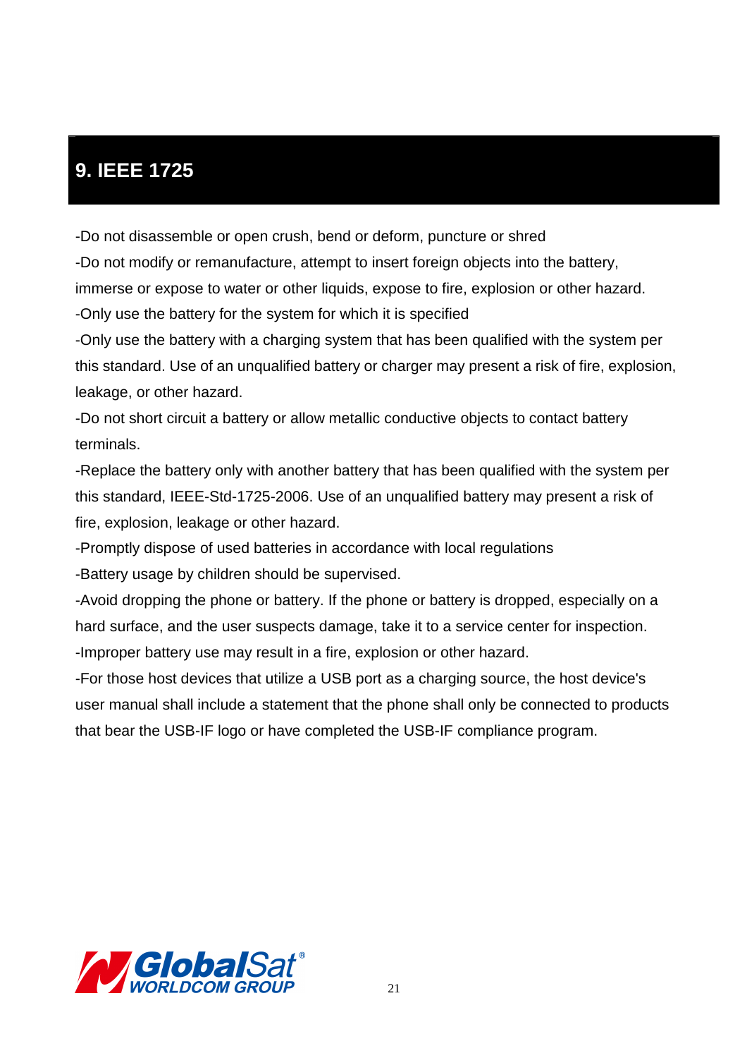## 9. IEEE 1725

-Do not disassemble or open crush, bend or deform, puncture or shred

-Do not modify or remanufacture, attempt to insert foreign objects into the battery, immerse or expose to water or other liquids, expose to fire, explosion or other hazard.

-Only use the battery for the system for which it is specified

-Only use the battery with a charging system that has been qualified with the system per this standard. Use of an unqualified battery or charger may present a risk of fire, explosion, leakage, or other hazard.

-Do not short circuit a battery or allow metallic conductive objects to contact battery terminals.

-Replace the battery only with another battery that has been qualified with the system per this standard, IEEE-Std-1725-2006. Use of an unqualified battery may present a risk of fire, explosion, leakage or other hazard.

-Promptly dispose of used batteries in accordance with local regulations

-Battery usage by children should be supervised.

-Avoid dropping the phone or battery. If the phone or battery is dropped, especially on a hard surface, and the user suspects damage, take it to a service center for inspection.

-Improper battery use may result in a fire, explosion or other hazard.

-For those host devices that utilize a USB port as a charging source, the host device's user manual shall include a statement that the phone shall only be connected to products that bear the USB-IF logo or have completed the USB-IF compliance program.